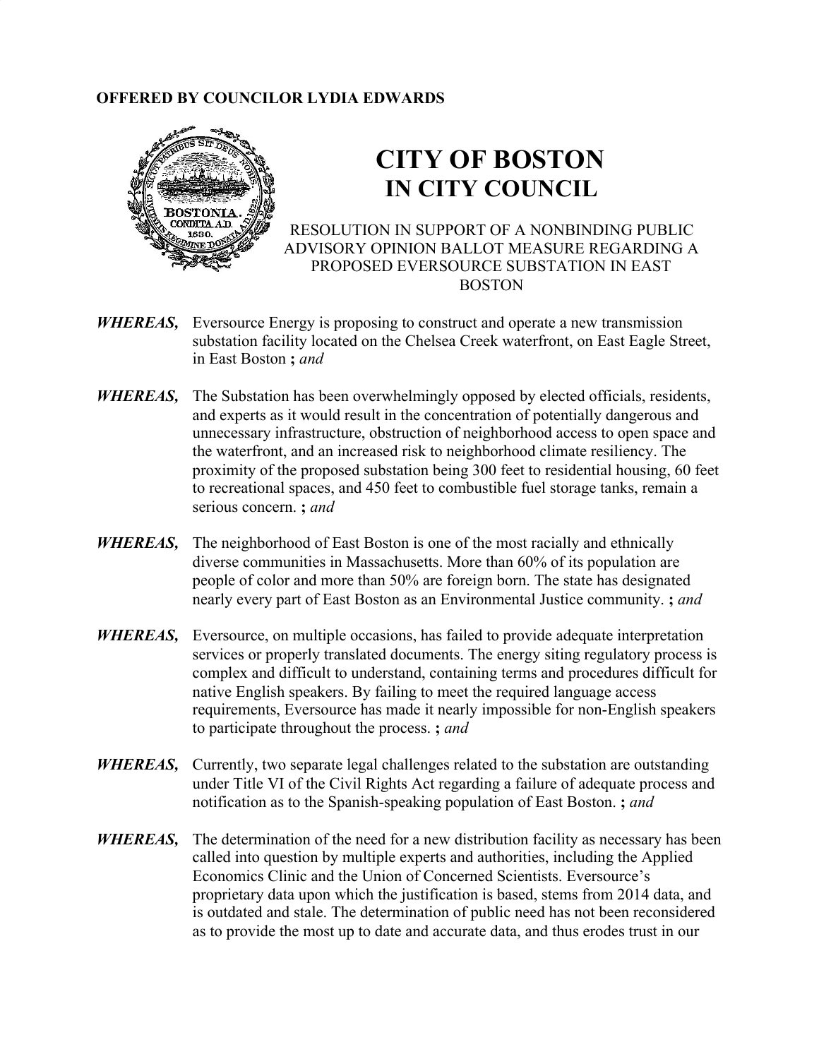**OFFERED BY COUNCILOR LYDIA EDWARDS**

# CITY OF BOSTON
# IN CITY COUNCIL

RESOLUTION IN SUPPORT OF A NONBINDING PUBLIC ADVISORY OPINION BALLOT MEASURE REGARDING A PROPOSED EVERSOURCE SUBSTATION IN EAST BOSTON

***WHEREAS,*** Eversource Energy is proposing to construct and operate a new transmission substation facility located on the Chelsea Creek waterfront, on East Eagle Street, in East Boston **;** *and*

***WHEREAS,*** The Substation has been overwhelmingly opposed by elected officials, residents, and experts as it would result in the concentration of potentially dangerous and unnecessary infrastructure, obstruction of neighborhood access to open space and the waterfront, and an increased risk to neighborhood climate resiliency. The proximity of the proposed substation being 300 feet to residential housing, 60 feet to recreational spaces, and 450 feet to combustible fuel storage tanks, remain a serious concern. **;** *and*

***WHEREAS,*** The neighborhood of East Boston is one of the most racially and ethnically diverse communities in Massachusetts. More than 60% of its population are people of color and more than 50% are foreign born. The state has designated nearly every part of East Boston as an Environmental Justice community. **;** *and*

***WHEREAS,*** Eversource, on multiple occasions, has failed to provide adequate interpretation services or properly translated documents. The energy siting regulatory process is complex and difficult to understand, containing terms and procedures difficult for native English speakers. By failing to meet the required language access requirements, Eversource has made it nearly impossible for non-English speakers to participate throughout the process. **;** *and*

***WHEREAS,*** Currently, two separate legal challenges related to the substation are outstanding under Title VI of the Civil Rights Act regarding a failure of adequate process and notification as to the Spanish-speaking population of East Boston. **;** *and*

***WHEREAS,*** The determination of the need for a new distribution facility as necessary has been called into question by multiple experts and authorities, including the Applied Economics Clinic and the Union of Concerned Scientists. Eversource's proprietary data upon which the justification is based, stems from 2014 data, and is outdated and stale. The determination of public need has not been reconsidered as to provide the most up to date and accurate data, and thus erodes trust in our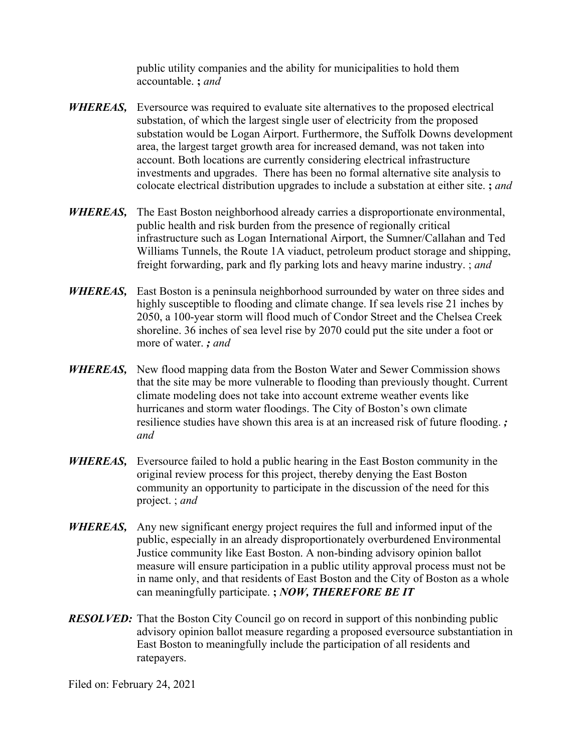public utility companies and the ability for municipalities to hold them accountable. **;** *and*

***WHEREAS,*** Eversource was required to evaluate site alternatives to the proposed electrical substation, of which the largest single user of electricity from the proposed substation would be Logan Airport. Furthermore, the Suffolk Downs development area, the largest target growth area for increased demand, was not taken into account. Both locations are currently considering electrical infrastructure investments and upgrades. There has been no formal alternative site analysis to colocate electrical distribution upgrades to include a substation at either site. **;** *and*

***WHEREAS,*** The East Boston neighborhood already carries a disproportionate environmental, public health and risk burden from the presence of regionally critical infrastructure such as Logan International Airport, the Sumner/Callahan and Ted Williams Tunnels, the Route 1A viaduct, petroleum product storage and shipping, freight forwarding, park and fly parking lots and heavy marine industry. ; *and*

***WHEREAS,*** East Boston is a peninsula neighborhood surrounded by water on three sides and highly susceptible to flooding and climate change. If sea levels rise 21 inches by 2050, a 100-year storm will flood much of Condor Street and the Chelsea Creek shoreline. 36 inches of sea level rise by 2070 could put the site under a foot or more of water. ***;*** *and*

***WHEREAS,*** New flood mapping data from the Boston Water and Sewer Commission shows that the site may be more vulnerable to flooding than previously thought. Current climate modeling does not take into account extreme weather events like hurricanes and storm water floodings. The City of Boston's own climate resilience studies have shown this area is at an increased risk of future flooding. ***;*** *and*

***WHEREAS,*** Eversource failed to hold a public hearing in the East Boston community in the original review process for this project, thereby denying the East Boston community an opportunity to participate in the discussion of the need for this project. ; *and*

***WHEREAS,*** Any new significant energy project requires the full and informed input of the public, especially in an already disproportionately overburdened Environmental Justice community like East Boston. A non-binding advisory opinion ballot measure will ensure participation in a public utility approval process must not be in name only, and that residents of East Boston and the City of Boston as a whole can meaningfully participate. **;** ***NOW, THEREFORE BE IT***

***RESOLVED:*** That the Boston City Council go on record in support of this nonbinding public advisory opinion ballot measure regarding a proposed eversource substantiation in East Boston to meaningfully include the participation of all residents and ratepayers.

Filed on: February 24, 2021